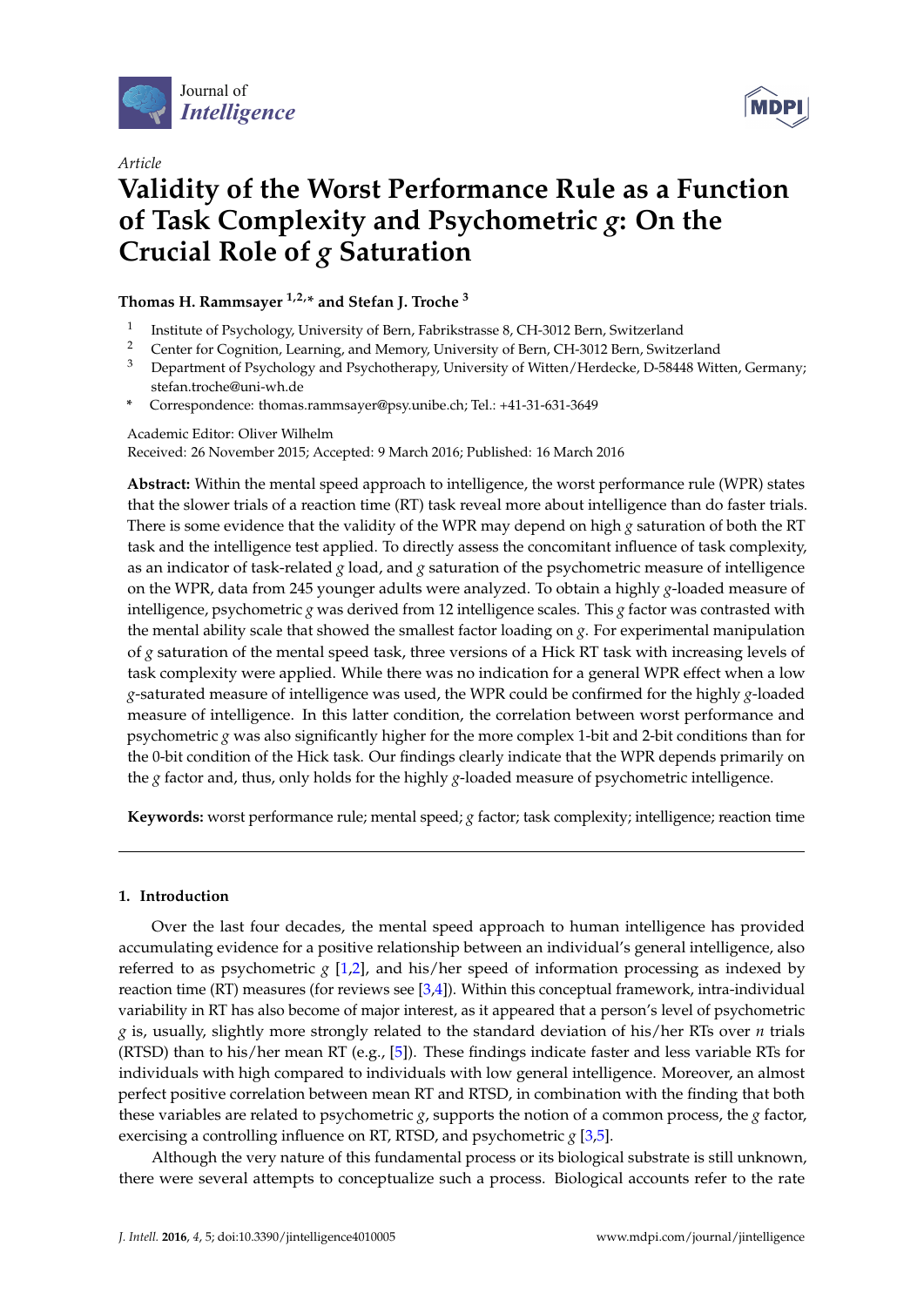Journal of *Intelligence*

*Article*

# Validity of the Worst Performance Rule as a Function of Task Complexity and Psychometric *g*: On the Crucial Role of *g* Saturation

**Thomas H. Rammsayer [1,2,*] and Stefan J. Troche [3]**

1. Institute of Psychology, University of Bern, Fabrikstrasse 8, CH-3012 Bern, Switzerland
2. Center for Cognition, Learning, and Memory, University of Bern, CH-3012 Bern, Switzerland
3. Department of Psychology and Psychotherapy, University of Witten/Herdecke, D-58448 Witten, Germany; stefan.troche@uni-wh.de

\* Correspondence: thomas.rammsayer@psy.unibe.ch; Tel.: +41-31-631-3649

Academic Editor: Oliver Wilhelm
Received: 26 November 2015; Accepted: 9 March 2016; Published: 16 March 2016

**Abstract:** Within the mental speed approach to intelligence, the worst performance rule (WPR) states that the slower trials of a reaction time (RT) task reveal more about intelligence than do faster trials. There is some evidence that the validity of the WPR may depend on high *g* saturation of both the RT task and the intelligence test applied. To directly assess the concomitant influence of task complexity, as an indicator of task-related *g* load, and *g* saturation of the psychometric measure of intelligence on the WPR, data from 245 younger adults were analyzed. To obtain a highly *g*-loaded measure of intelligence, psychometric *g* was derived from 12 intelligence scales. This *g* factor was contrasted with the mental ability scale that showed the smallest factor loading on *g*. For experimental manipulation of *g* saturation of the mental speed task, three versions of a Hick RT task with increasing levels of task complexity were applied. While there was no indication for a general WPR effect when a low *g*-saturated measure of intelligence was used, the WPR could be confirmed for the highly *g*-loaded measure of intelligence. In this latter condition, the correlation between worst performance and psychometric *g* was also significantly higher for the more complex 1-bit and 2-bit conditions than for the 0-bit condition of the Hick task. Our findings clearly indicate that the WPR depends primarily on the *g* factor and, thus, only holds for the highly *g*-loaded measure of psychometric intelligence.

**Keywords:** worst performance rule; mental speed; *g* factor; task complexity; intelligence; reaction time

## 1. Introduction

Over the last four decades, the mental speed approach to human intelligence has provided accumulating evidence for a positive relationship between an individual's general intelligence, also referred to as psychometric *g* [1,2], and his/her speed of information processing as indexed by reaction time (RT) measures (for reviews see [3,4]). Within this conceptual framework, intra-individual variability in RT has also become of major interest, as it appeared that a person's level of psychometric *g* is, usually, slightly more strongly related to the standard deviation of his/her RTs over *n* trials (RTSD) than to his/her mean RT (e.g., [5]). These findings indicate faster and less variable RTs for individuals with high compared to individuals with low general intelligence. Moreover, an almost perfect positive correlation between mean RT and RTSD, in combination with the finding that both these variables are related to psychometric *g*, supports the notion of a common process, the *g* factor, exercising a controlling influence on RT, RTSD, and psychometric *g* [3,5].

Although the very nature of this fundamental process or its biological substrate is still unknown, there were several attempts to conceptualize such a process. Biological accounts refer to the rate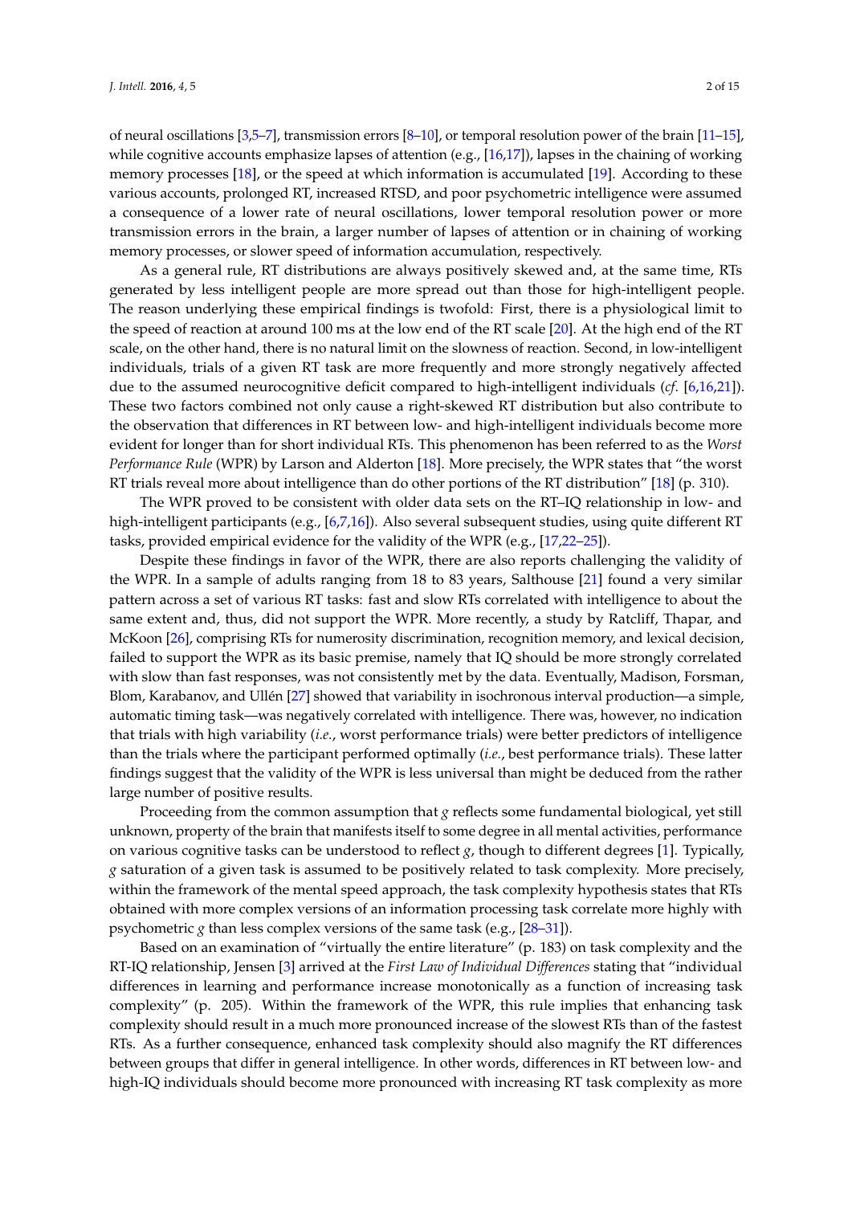of neural oscillations [3,5–7], transmission errors [8–10], or temporal resolution power of the brain [11–15], while cognitive accounts emphasize lapses of attention (e.g., [16,17]), lapses in the chaining of working memory processes [18], or the speed at which information is accumulated [19]. According to these various accounts, prolonged RT, increased RTSD, and poor psychometric intelligence were assumed a consequence of a lower rate of neural oscillations, lower temporal resolution power or more transmission errors in the brain, a larger number of lapses of attention or in chaining of working memory processes, or slower speed of information accumulation, respectively.

As a general rule, RT distributions are always positively skewed and, at the same time, RTs generated by less intelligent people are more spread out than those for high-intelligent people. The reason underlying these empirical findings is twofold: First, there is a physiological limit to the speed of reaction at around 100 ms at the low end of the RT scale [20]. At the high end of the RT scale, on the other hand, there is no natural limit on the slowness of reaction. Second, in low-intelligent individuals, trials of a given RT task are more frequently and more strongly negatively affected due to the assumed neurocognitive deficit compared to high-intelligent individuals (*cf*. [6,16,21]). These two factors combined not only cause a right-skewed RT distribution but also contribute to the observation that differences in RT between low- and high-intelligent individuals become more evident for longer than for short individual RTs. This phenomenon has been referred to as the *Worst Performance Rule* (WPR) by Larson and Alderton [18]. More precisely, the WPR states that "the worst RT trials reveal more about intelligence than do other portions of the RT distribution" [18] (p. 310).

The WPR proved to be consistent with older data sets on the RT–IQ relationship in low- and high-intelligent participants (e.g., [6,7,16]). Also several subsequent studies, using quite different RT tasks, provided empirical evidence for the validity of the WPR (e.g., [17,22–25]).

Despite these findings in favor of the WPR, there are also reports challenging the validity of the WPR. In a sample of adults ranging from 18 to 83 years, Salthouse [21] found a very similar pattern across a set of various RT tasks: fast and slow RTs correlated with intelligence to about the same extent and, thus, did not support the WPR. More recently, a study by Ratcliff, Thapar, and McKoon [26], comprising RTs for numerosity discrimination, recognition memory, and lexical decision, failed to support the WPR as its basic premise, namely that IQ should be more strongly correlated with slow than fast responses, was not consistently met by the data. Eventually, Madison, Forsman, Blom, Karabanov, and Ullén [27] showed that variability in isochronous interval production—a simple, automatic timing task—was negatively correlated with intelligence. There was, however, no indication that trials with high variability (*i.e.*, worst performance trials) were better predictors of intelligence than the trials where the participant performed optimally (*i.e.*, best performance trials). These latter findings suggest that the validity of the WPR is less universal than might be deduced from the rather large number of positive results.

Proceeding from the common assumption that *g* reflects some fundamental biological, yet still unknown, property of the brain that manifests itself to some degree in all mental activities, performance on various cognitive tasks can be understood to reflect *g*, though to different degrees [1]. Typically, *g* saturation of a given task is assumed to be positively related to task complexity. More precisely, within the framework of the mental speed approach, the task complexity hypothesis states that RTs obtained with more complex versions of an information processing task correlate more highly with psychometric *g* than less complex versions of the same task (e.g., [28–31]).

Based on an examination of "virtually the entire literature" (p. 183) on task complexity and the RT-IQ relationship, Jensen [3] arrived at the *First Law of Individual Differences* stating that "individual differences in learning and performance increase monotonically as a function of increasing task complexity" (p. 205). Within the framework of the WPR, this rule implies that enhancing task complexity should result in a much more pronounced increase of the slowest RTs than of the fastest RTs. As a further consequence, enhanced task complexity should also magnify the RT differences between groups that differ in general intelligence. In other words, differences in RT between low- and high-IQ individuals should become more pronounced with increasing RT task complexity as more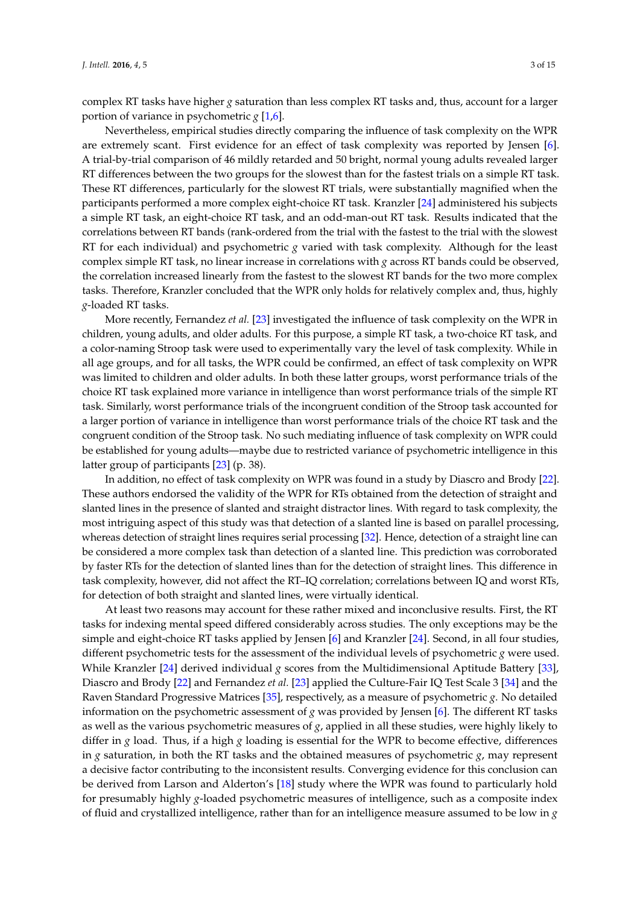complex RT tasks have higher *g* saturation than less complex RT tasks and, thus, account for a larger portion of variance in psychometric *g* [1,6].

Nevertheless, empirical studies directly comparing the influence of task complexity on the WPR are extremely scant. First evidence for an effect of task complexity was reported by Jensen [6]. A trial-by-trial comparison of 46 mildly retarded and 50 bright, normal young adults revealed larger RT differences between the two groups for the slowest than for the fastest trials on a simple RT task. These RT differences, particularly for the slowest RT trials, were substantially magnified when the participants performed a more complex eight-choice RT task. Kranzler [24] administered his subjects a simple RT task, an eight-choice RT task, and an odd-man-out RT task. Results indicated that the correlations between RT bands (rank-ordered from the trial with the fastest to the trial with the slowest RT for each individual) and psychometric *g* varied with task complexity. Although for the least complex simple RT task, no linear increase in correlations with *g* across RT bands could be observed, the correlation increased linearly from the fastest to the slowest RT bands for the two more complex tasks. Therefore, Kranzler concluded that the WPR only holds for relatively complex and, thus, highly *g*-loaded RT tasks.

More recently, Fernandez *et al.* [23] investigated the influence of task complexity on the WPR in children, young adults, and older adults. For this purpose, a simple RT task, a two-choice RT task, and a color-naming Stroop task were used to experimentally vary the level of task complexity. While in all age groups, and for all tasks, the WPR could be confirmed, an effect of task complexity on WPR was limited to children and older adults. In both these latter groups, worst performance trials of the choice RT task explained more variance in intelligence than worst performance trials of the simple RT task. Similarly, worst performance trials of the incongruent condition of the Stroop task accounted for a larger portion of variance in intelligence than worst performance trials of the choice RT task and the congruent condition of the Stroop task. No such mediating influence of task complexity on WPR could be established for young adults—maybe due to restricted variance of psychometric intelligence in this latter group of participants [23] (p. 38).

In addition, no effect of task complexity on WPR was found in a study by Diascro and Brody [22]. These authors endorsed the validity of the WPR for RTs obtained from the detection of straight and slanted lines in the presence of slanted and straight distractor lines. With regard to task complexity, the most intriguing aspect of this study was that detection of a slanted line is based on parallel processing, whereas detection of straight lines requires serial processing [32]. Hence, detection of a straight line can be considered a more complex task than detection of a slanted line. This prediction was corroborated by faster RTs for the detection of slanted lines than for the detection of straight lines. This difference in task complexity, however, did not affect the RT–IQ correlation; correlations between IQ and worst RTs, for detection of both straight and slanted lines, were virtually identical.

At least two reasons may account for these rather mixed and inconclusive results. First, the RT tasks for indexing mental speed differed considerably across studies. The only exceptions may be the simple and eight-choice RT tasks applied by Jensen [6] and Kranzler [24]. Second, in all four studies, different psychometric tests for the assessment of the individual levels of psychometric *g* were used. While Kranzler [24] derived individual *g* scores from the Multidimensional Aptitude Battery [33], Diascro and Brody [22] and Fernandez *et al.* [23] applied the Culture-Fair IQ Test Scale 3 [34] and the Raven Standard Progressive Matrices [35], respectively, as a measure of psychometric *g*. No detailed information on the psychometric assessment of *g* was provided by Jensen [6]. The different RT tasks as well as the various psychometric measures of *g*, applied in all these studies, were highly likely to differ in *g* load. Thus, if a high *g* loading is essential for the WPR to become effective, differences in *g* saturation, in both the RT tasks and the obtained measures of psychometric *g*, may represent a decisive factor contributing to the inconsistent results. Converging evidence for this conclusion can be derived from Larson and Alderton's [18] study where the WPR was found to particularly hold for presumably highly *g*-loaded psychometric measures of intelligence, such as a composite index of fluid and crystallized intelligence, rather than for an intelligence measure assumed to be low in *g*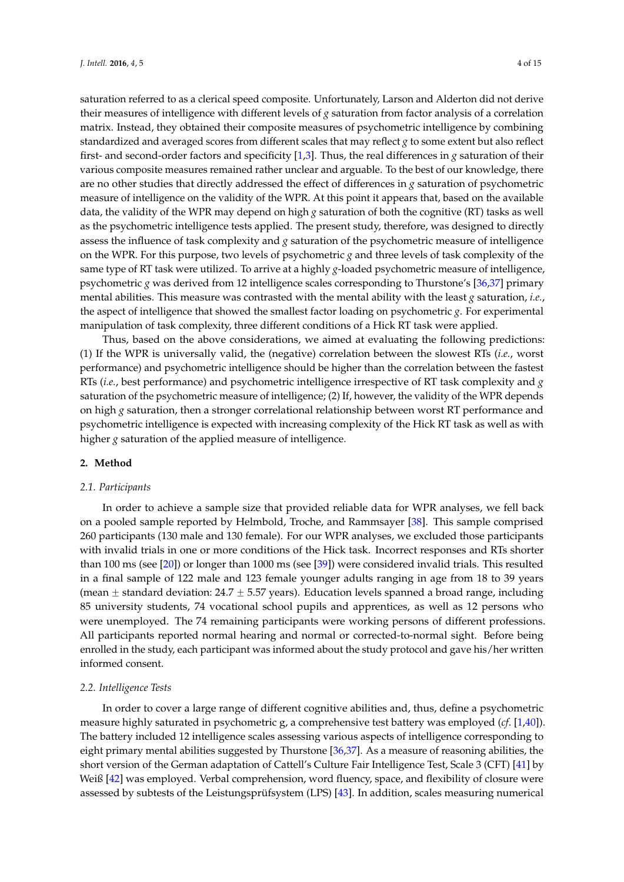saturation referred to as a clerical speed composite. Unfortunately, Larson and Alderton did not derive their measures of intelligence with different levels of *g* saturation from factor analysis of a correlation matrix. Instead, they obtained their composite measures of psychometric intelligence by combining standardized and averaged scores from different scales that may reflect *g* to some extent but also reflect first- and second-order factors and specificity [1,3]. Thus, the real differences in *g* saturation of their various composite measures remained rather unclear and arguable. To the best of our knowledge, there are no other studies that directly addressed the effect of differences in *g* saturation of psychometric measure of intelligence on the validity of the WPR. At this point it appears that, based on the available data, the validity of the WPR may depend on high *g* saturation of both the cognitive (RT) tasks as well as the psychometric intelligence tests applied. The present study, therefore, was designed to directly assess the influence of task complexity and *g* saturation of the psychometric measure of intelligence on the WPR. For this purpose, two levels of psychometric *g* and three levels of task complexity of the same type of RT task were utilized. To arrive at a highly *g*-loaded psychometric measure of intelligence, psychometric *g* was derived from 12 intelligence scales corresponding to Thurstone's [36,37] primary mental abilities. This measure was contrasted with the mental ability with the least *g* saturation, *i.e.*, the aspect of intelligence that showed the smallest factor loading on psychometric *g*. For experimental manipulation of task complexity, three different conditions of a Hick RT task were applied.

Thus, based on the above considerations, we aimed at evaluating the following predictions: (1) If the WPR is universally valid, the (negative) correlation between the slowest RTs (*i.e.*, worst performance) and psychometric intelligence should be higher than the correlation between the fastest RTs (*i.e.*, best performance) and psychometric intelligence irrespective of RT task complexity and *g* saturation of the psychometric measure of intelligence; (2) If, however, the validity of the WPR depends on high *g* saturation, then a stronger correlational relationship between worst RT performance and psychometric intelligence is expected with increasing complexity of the Hick RT task as well as with higher *g* saturation of the applied measure of intelligence.

## 2. Method

### 2.1. Participants

In order to achieve a sample size that provided reliable data for WPR analyses, we fell back on a pooled sample reported by Helmbold, Troche, and Rammsayer [38]. This sample comprised 260 participants (130 male and 130 female). For our WPR analyses, we excluded those participants with invalid trials in one or more conditions of the Hick task. Incorrect responses and RTs shorter than 100 ms (see [20]) or longer than 1000 ms (see [39]) were considered invalid trials. This resulted in a final sample of 122 male and 123 female younger adults ranging in age from 18 to 39 years (mean $\pm$ standard deviation: 24.7 $\pm$ 5.57 years). Education levels spanned a broad range, including 85 university students, 74 vocational school pupils and apprentices, as well as 12 persons who were unemployed. The 74 remaining participants were working persons of different professions. All participants reported normal hearing and normal or corrected-to-normal sight. Before being enrolled in the study, each participant was informed about the study protocol and gave his/her written informed consent.

### 2.2. Intelligence Tests

In order to cover a large range of different cognitive abilities and, thus, define a psychometric measure highly saturated in psychometric g, a comprehensive test battery was employed (*cf.* [1,40]). The battery included 12 intelligence scales assessing various aspects of intelligence corresponding to eight primary mental abilities suggested by Thurstone [36,37]. As a measure of reasoning abilities, the short version of the German adaptation of Cattell's Culture Fair Intelligence Test, Scale 3 (CFT) [41] by Weiß [42] was employed. Verbal comprehension, word fluency, space, and flexibility of closure were assessed by subtests of the Leistungsprüfsystem (LPS) [43]. In addition, scales measuring numerical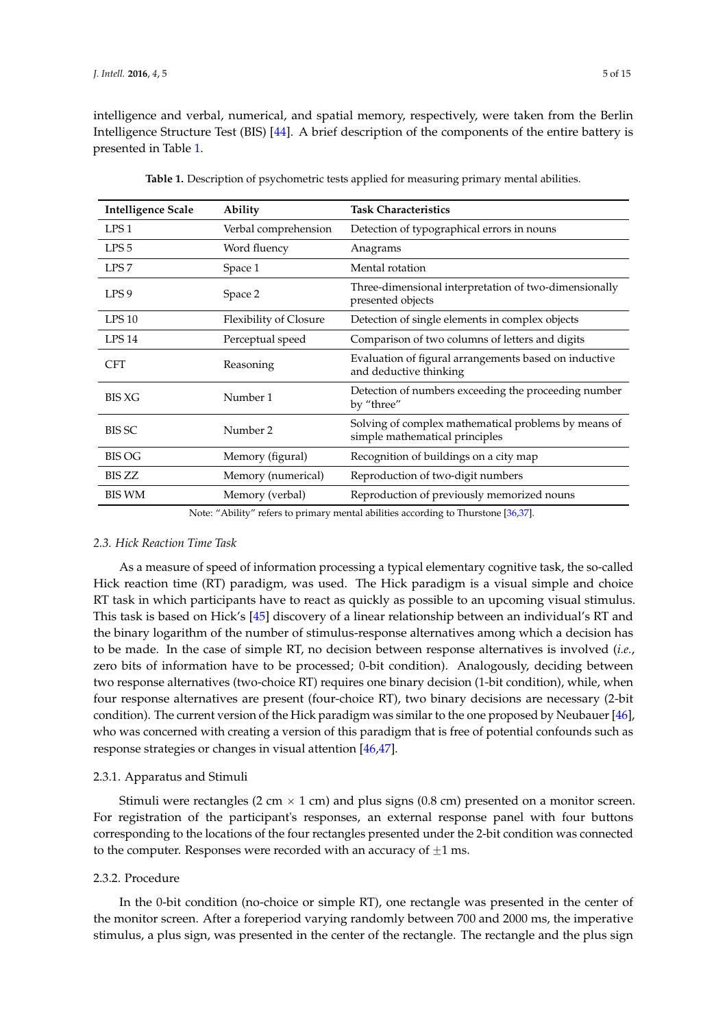intelligence and verbal, numerical, and spatial memory, respectively, were taken from the Berlin Intelligence Structure Test (BIS) [44]. A brief description of the components of the entire battery is presented in Table 1.

**Table 1.** Description of psychometric tests applied for measuring primary mental abilities.

| Intelligence Scale | Ability | Task Characteristics |
|---|---|---|
| LPS 1 | Verbal comprehension | Detection of typographical errors in nouns |
| LPS 5 | Word fluency | Anagrams |
| LPS 7 | Space 1 | Mental rotation |
| LPS 9 | Space 2 | Three-dimensional interpretation of two-dimensionally presented objects |
| LPS 10 | Flexibility of Closure | Detection of single elements in complex objects |
| LPS 14 | Perceptual speed | Comparison of two columns of letters and digits |
| CFT | Reasoning | Evaluation of figural arrangements based on inductive and deductive thinking |
| BIS XG | Number 1 | Detection of numbers exceeding the proceeding number by "three" |
| BIS SC | Number 2 | Solving of complex mathematical problems by means of simple mathematical principles |
| BIS OG | Memory (figural) | Recognition of buildings on a city map |
| BIS ZZ | Memory (numerical) | Reproduction of two-digit numbers |
| BIS WM | Memory (verbal) | Reproduction of previously memorized nouns |

Note: "Ability" refers to primary mental abilities according to Thurstone [36,37].

### 2.3. Hick Reaction Time Task

As a measure of speed of information processing a typical elementary cognitive task, the so-called Hick reaction time (RT) paradigm, was used. The Hick paradigm is a visual simple and choice RT task in which participants have to react as quickly as possible to an upcoming visual stimulus. This task is based on Hick's [45] discovery of a linear relationship between an individual's RT and the binary logarithm of the number of stimulus-response alternatives among which a decision has to be made. In the case of simple RT, no decision between response alternatives is involved (*i.e.*, zero bits of information have to be processed; 0-bit condition). Analogously, deciding between two response alternatives (two-choice RT) requires one binary decision (1-bit condition), while, when four response alternatives are present (four-choice RT), two binary decisions are necessary (2-bit condition). The current version of the Hick paradigm was similar to the one proposed by Neubauer [46], who was concerned with creating a version of this paradigm that is free of potential confounds such as response strategies or changes in visual attention [46,47].

#### 2.3.1. Apparatus and Stimuli

Stimuli were rectangles (2 cm $\times$ 1 cm) and plus signs (0.8 cm) presented on a monitor screen. For registration of the participant's responses, an external response panel with four buttons corresponding to the locations of the four rectangles presented under the 2-bit condition was connected to the computer. Responses were recorded with an accuracy of $\pm$1 ms.

#### 2.3.2. Procedure

In the 0-bit condition (no-choice or simple RT), one rectangle was presented in the center of the monitor screen. After a foreperiod varying randomly between 700 and 2000 ms, the imperative stimulus, a plus sign, was presented in the center of the rectangle. The rectangle and the plus sign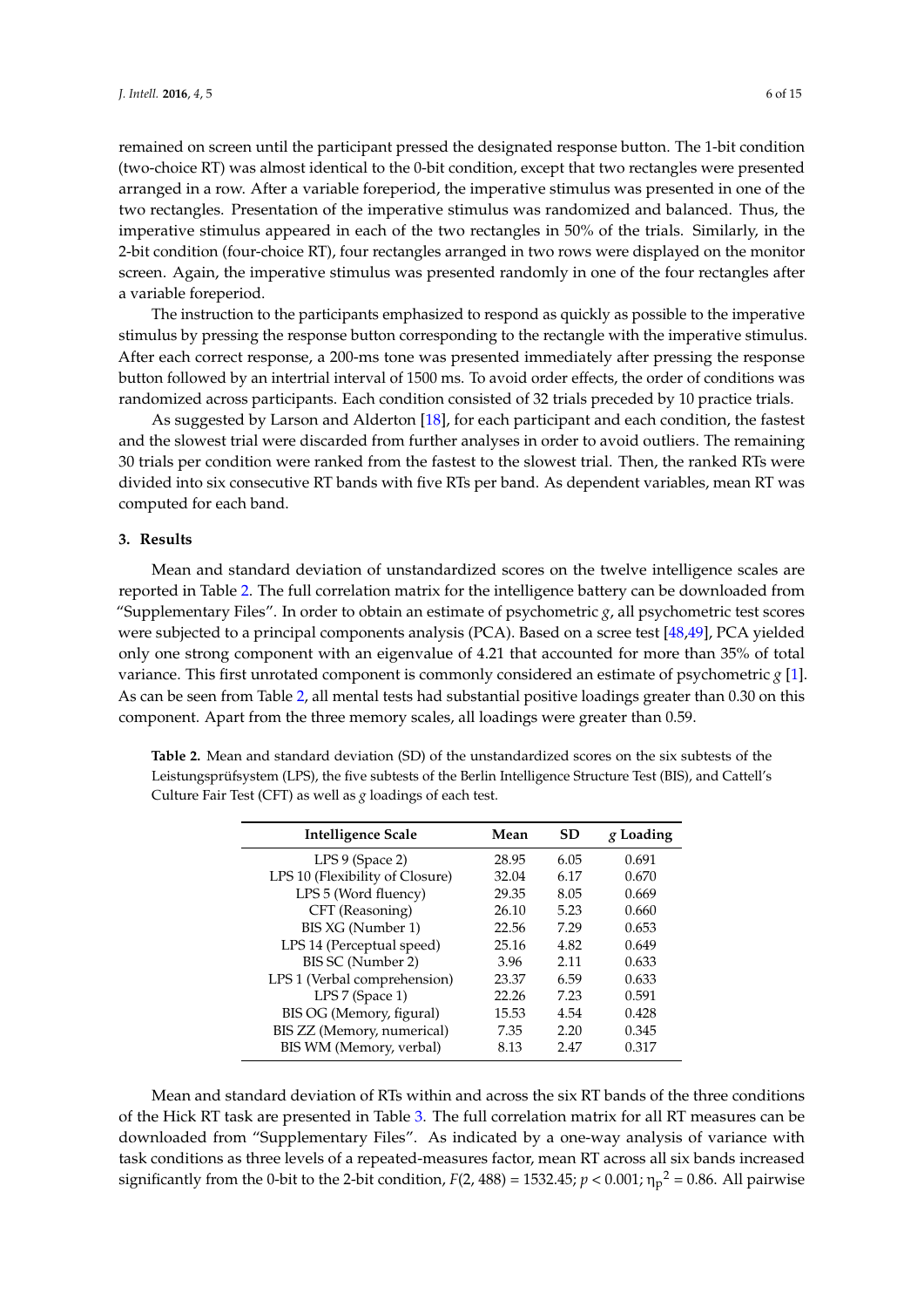remained on screen until the participant pressed the designated response button. The 1-bit condition (two-choice RT) was almost identical to the 0-bit condition, except that two rectangles were presented arranged in a row. After a variable foreperiod, the imperative stimulus was presented in one of the two rectangles. Presentation of the imperative stimulus was randomized and balanced. Thus, the imperative stimulus appeared in each of the two rectangles in 50% of the trials. Similarly, in the 2-bit condition (four-choice RT), four rectangles arranged in two rows were displayed on the monitor screen. Again, the imperative stimulus was presented randomly in one of the four rectangles after a variable foreperiod.

The instruction to the participants emphasized to respond as quickly as possible to the imperative stimulus by pressing the response button corresponding to the rectangle with the imperative stimulus. After each correct response, a 200-ms tone was presented immediately after pressing the response button followed by an intertrial interval of 1500 ms. To avoid order effects, the order of conditions was randomized across participants. Each condition consisted of 32 trials preceded by 10 practice trials.

As suggested by Larson and Alderton [18], for each participant and each condition, the fastest and the slowest trial were discarded from further analyses in order to avoid outliers. The remaining 30 trials per condition were ranked from the fastest to the slowest trial. Then, the ranked RTs were divided into six consecutive RT bands with five RTs per band. As dependent variables, mean RT was computed for each band.

## 3. Results

Mean and standard deviation of unstandardized scores on the twelve intelligence scales are reported in Table 2. The full correlation matrix for the intelligence battery can be downloaded from "Supplementary Files". In order to obtain an estimate of psychometric *g*, all psychometric test scores were subjected to a principal components analysis (PCA). Based on a scree test [48,49], PCA yielded only one strong component with an eigenvalue of 4.21 that accounted for more than 35% of total variance. This first unrotated component is commonly considered an estimate of psychometric *g* [1]. As can be seen from Table 2, all mental tests had substantial positive loadings greater than 0.30 on this component. Apart from the three memory scales, all loadings were greater than 0.59.

**Table 2.** Mean and standard deviation (SD) of the unstandardized scores on the six subtests of the Leistungsprüfsystem (LPS), the five subtests of the Berlin Intelligence Structure Test (BIS), and Cattell's Culture Fair Test (CFT) as well as *g* loadings of each test.

| Intelligence Scale | Mean | SD | *g* Loading |
|---|---|---|---|
| LPS 9 (Space 2) | 28.95 | 6.05 | 0.691 |
| LPS 10 (Flexibility of Closure) | 32.04 | 6.17 | 0.670 |
| LPS 5 (Word fluency) | 29.35 | 8.05 | 0.669 |
| CFT (Reasoning) | 26.10 | 5.23 | 0.660 |
| BIS XG (Number 1) | 22.56 | 7.29 | 0.653 |
| LPS 14 (Perceptual speed) | 25.16 | 4.82 | 0.649 |
| BIS SC (Number 2) | 3.96 | 2.11 | 0.633 |
| LPS 1 (Verbal comprehension) | 23.37 | 6.59 | 0.633 |
| LPS 7 (Space 1) | 22.26 | 7.23 | 0.591 |
| BIS OG (Memory, figural) | 15.53 | 4.54 | 0.428 |
| BIS ZZ (Memory, numerical) | 7.35 | 2.20 | 0.345 |
| BIS WM (Memory, verbal) | 8.13 | 2.47 | 0.317 |

Mean and standard deviation of RTs within and across the six RT bands of the three conditions of the Hick RT task are presented in Table 3. The full correlation matrix for all RT measures can be downloaded from "Supplementary Files". As indicated by a one-way analysis of variance with task conditions as three levels of a repeated-measures factor, mean RT across all six bands increased significantly from the 0-bit to the 2-bit condition, $F(2, 488) = 1532.45$; $p < 0.001$; $\eta_p^2 = 0.86$. All pairwise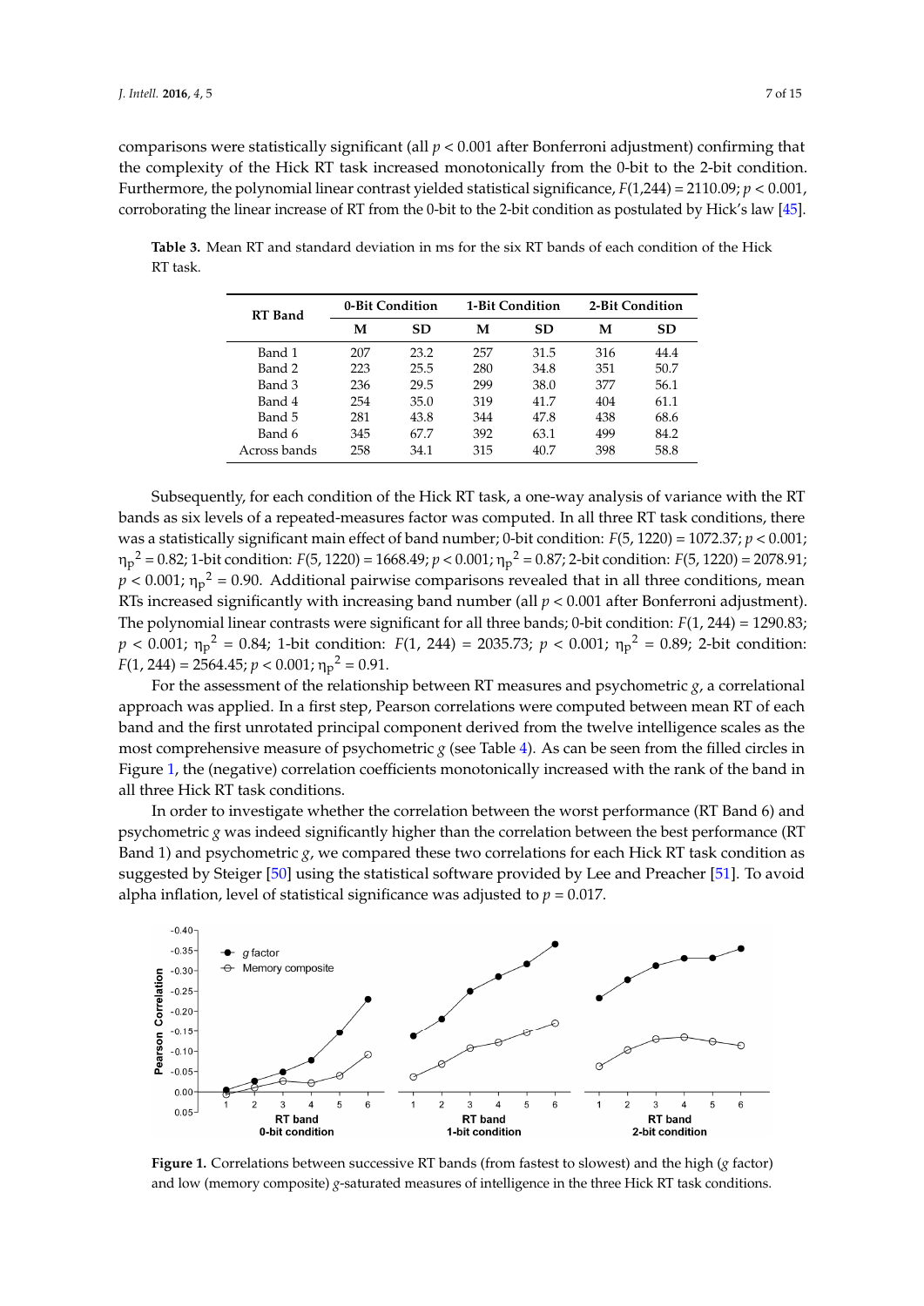comparisons were statistically significant (all $p < 0.001$ after Bonferroni adjustment) confirming that the complexity of the Hick RT task increased monotonically from the 0-bit to the 2-bit condition. Furthermore, the polynomial linear contrast yielded statistical significance, $F(1,244) = 2110.09$; $p < 0.001$, corroborating the linear increase of RT from the 0-bit to the 2-bit condition as postulated by Hick's law [45].

**Table 3.** Mean RT and standard deviation in ms for the six RT bands of each condition of the Hick RT task.

| RT Band | 0-Bit Condition | | 1-Bit Condition | | 2-Bit Condition | |
|---|---|---|---|---|---|---|
| | **M** | **SD** | **M** | **SD** | **M** | **SD** |
| Band 1 | 207 | 23.2 | 257 | 31.5 | 316 | 44.4 |
| Band 2 | 223 | 25.5 | 280 | 34.8 | 351 | 50.7 |
| Band 3 | 236 | 29.5 | 299 | 38.0 | 377 | 56.1 |
| Band 4 | 254 | 35.0 | 319 | 41.7 | 404 | 61.1 |
| Band 5 | 281 | 43.8 | 344 | 47.8 | 438 | 68.6 |
| Band 6 | 345 | 67.7 | 392 | 63.1 | 499 | 84.2 |
| Across bands | 258 | 34.1 | 315 | 40.7 | 398 | 58.8 |

Subsequently, for each condition of the Hick RT task, a one-way analysis of variance with the RT bands as six levels of a repeated-measures factor was computed. In all three RT task conditions, there was a statistically significant main effect of band number; 0-bit condition: $F(5, 1220) = 1072.37$; $p < 0.001$; $\eta_p^2 = 0.82$; 1-bit condition: $F(5, 1220) = 1668.49$; $p < 0.001$; $\eta_p^2 = 0.87$; 2-bit condition: $F(5, 1220) = 2078.91$; $p < 0.001$; $\eta_p^2 = 0.90$. Additional pairwise comparisons revealed that in all three conditions, mean RTs increased significantly with increasing band number (all $p < 0.001$ after Bonferroni adjustment). The polynomial linear contrasts were significant for all three bands; 0-bit condition: $F(1, 244) = 1290.83$; $p < 0.001$; $\eta_p^2 = 0.84$; 1-bit condition: $F(1, 244) = 2035.73$; $p < 0.001$; $\eta_p^2 = 0.89$; 2-bit condition: $F(1, 244) = 2564.45$; $p < 0.001$; $\eta_p^2 = 0.91$.

For the assessment of the relationship between RT measures and psychometric *g*, a correlational approach was applied. In a first step, Pearson correlations were computed between mean RT of each band and the first unrotated principal component derived from the twelve intelligence scales as the most comprehensive measure of psychometric *g* (see Table 4). As can be seen from the filled circles in Figure 1, the (negative) correlation coefficients monotonically increased with the rank of the band in all three Hick RT task conditions.

In order to investigate whether the correlation between the worst performance (RT Band 6) and psychometric *g* was indeed significantly higher than the correlation between the best performance (RT Band 1) and psychometric *g*, we compared these two correlations for each Hick RT task condition as suggested by Steiger [50] using the statistical software provided by Lee and Preacher [51]. To avoid alpha inflation, level of statistical significance was adjusted to $p = 0.017$.

**Figure 1.** Correlations between successive RT bands (from fastest to slowest) and the high (*g* factor) and low (memory composite) *g*-saturated measures of intelligence in the three Hick RT task conditions.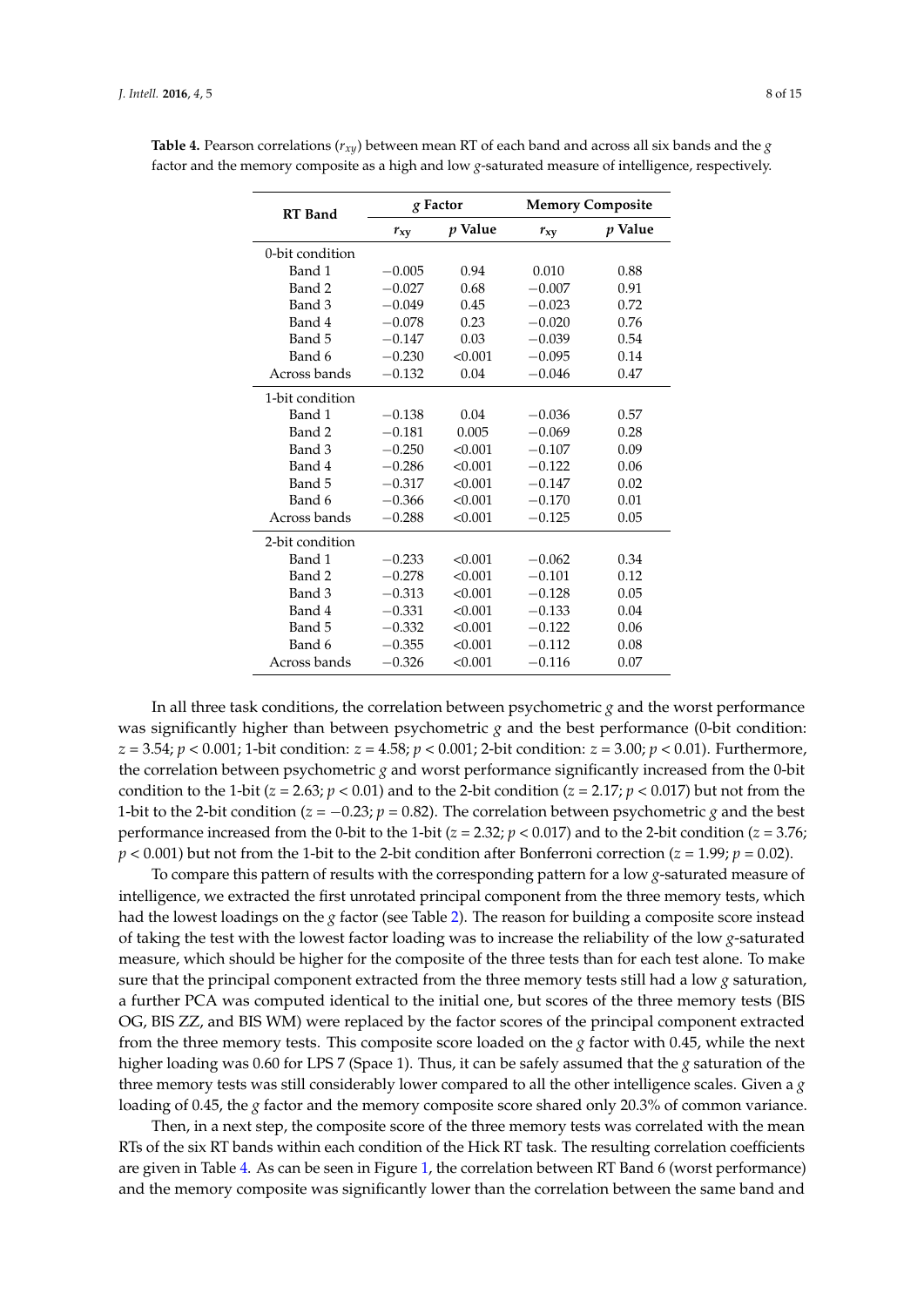**Table 4.** Pearson correlations ($r_{xy}$) between mean RT of each band and across all six bands and the *g* factor and the memory composite as a high and low *g*-saturated measure of intelligence, respectively.

| RT Band | *g* Factor | | Memory Composite | |
|---|---|---|---|---|
| | $r_{xy}$ | *p* Value | $r_{xy}$ | *p* Value |
| 0-bit condition | | | | |
| Band 1 | −0.005 | 0.94 | 0.010 | 0.88 |
| Band 2 | −0.027 | 0.68 | −0.007 | 0.91 |
| Band 3 | −0.049 | 0.45 | −0.023 | 0.72 |
| Band 4 | −0.078 | 0.23 | −0.020 | 0.76 |
| Band 5 | −0.147 | 0.03 | −0.039 | 0.54 |
| Band 6 | −0.230 | <0.001 | −0.095 | 0.14 |
| Across bands | −0.132 | 0.04 | −0.046 | 0.47 |
| 1-bit condition | | | | |
| Band 1 | −0.138 | 0.04 | −0.036 | 0.57 |
| Band 2 | −0.181 | 0.005 | −0.069 | 0.28 |
| Band 3 | −0.250 | <0.001 | −0.107 | 0.09 |
| Band 4 | −0.286 | <0.001 | −0.122 | 0.06 |
| Band 5 | −0.317 | <0.001 | −0.147 | 0.02 |
| Band 6 | −0.366 | <0.001 | −0.170 | 0.01 |
| Across bands | −0.288 | <0.001 | −0.125 | 0.05 |
| 2-bit condition | | | | |
| Band 1 | −0.233 | <0.001 | −0.062 | 0.34 |
| Band 2 | −0.278 | <0.001 | −0.101 | 0.12 |
| Band 3 | −0.313 | <0.001 | −0.128 | 0.05 |
| Band 4 | −0.331 | <0.001 | −0.133 | 0.04 |
| Band 5 | −0.332 | <0.001 | −0.122 | 0.06 |
| Band 6 | −0.355 | <0.001 | −0.112 | 0.08 |
| Across bands | −0.326 | <0.001 | −0.116 | 0.07 |

In all three task conditions, the correlation between psychometric *g* and the worst performance was significantly higher than between psychometric *g* and the best performance (0-bit condition: $z = 3.54$; $p < 0.001$; 1-bit condition: $z = 4.58$; $p < 0.001$; 2-bit condition: $z = 3.00$; $p < 0.01$). Furthermore, the correlation between psychometric *g* and worst performance significantly increased from the 0-bit condition to the 1-bit ($z = 2.63$; $p < 0.01$) and to the 2-bit condition ($z = 2.17$; $p < 0.017$) but not from the 1-bit to the 2-bit condition ($z = -0.23$; $p = 0.82$). The correlation between psychometric *g* and the best performance increased from the 0-bit to the 1-bit ($z = 2.32$; $p < 0.017$) and to the 2-bit condition ($z = 3.76$; $p < 0.001$) but not from the 1-bit to the 2-bit condition after Bonferroni correction ($z = 1.99$; $p = 0.02$).

To compare this pattern of results with the corresponding pattern for a low *g*-saturated measure of intelligence, we extracted the first unrotated principal component from the three memory tests, which had the lowest loadings on the *g* factor (see Table 2). The reason for building a composite score instead of taking the test with the lowest factor loading was to increase the reliability of the low *g*-saturated measure, which should be higher for the composite of the three tests than for each test alone. To make sure that the principal component extracted from the three memory tests still had a low *g* saturation, a further PCA was computed identical to the initial one, but scores of the three memory tests (BIS OG, BIS ZZ, and BIS WM) were replaced by the factor scores of the principal component extracted from the three memory tests. This composite score loaded on the *g* factor with 0.45, while the next higher loading was 0.60 for LPS 7 (Space 1). Thus, it can be safely assumed that the *g* saturation of the three memory tests was still considerably lower compared to all the other intelligence scales. Given a *g* loading of 0.45, the *g* factor and the memory composite score shared only 20.3% of common variance.

Then, in a next step, the composite score of the three memory tests was correlated with the mean RTs of the six RT bands within each condition of the Hick RT task. The resulting correlation coefficients are given in Table 4. As can be seen in Figure 1, the correlation between RT Band 6 (worst performance) and the memory composite was significantly lower than the correlation between the same band and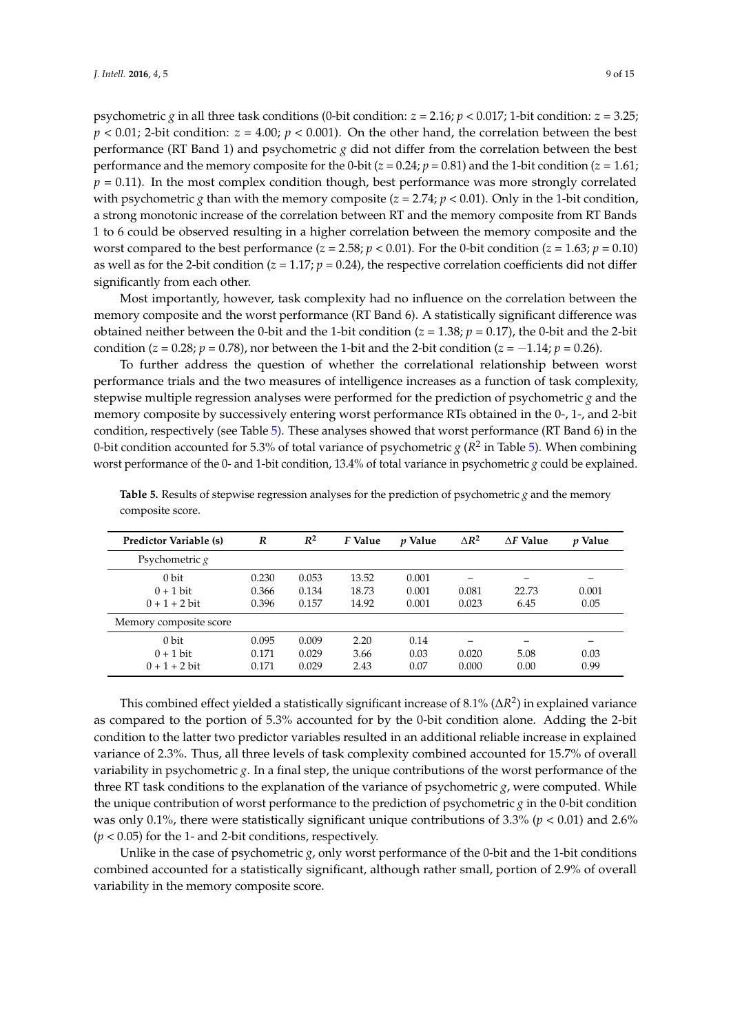psychometric *g* in all three task conditions (0-bit condition: $z = 2.16$; $p < 0.017$; 1-bit condition: $z = 3.25$; $p < 0.01$; 2-bit condition: $z = 4.00$; $p < 0.001$). On the other hand, the correlation between the best performance (RT Band 1) and psychometric *g* did not differ from the correlation between the best performance and the memory composite for the 0-bit ($z = 0.24$; $p = 0.81$) and the 1-bit condition ($z = 1.61$; $p = 0.11$). In the most complex condition though, best performance was more strongly correlated with psychometric *g* than with the memory composite ($z = 2.74$; $p < 0.01$). Only in the 1-bit condition, a strong monotonic increase of the correlation between RT and the memory composite from RT Bands 1 to 6 could be observed resulting in a higher correlation between the memory composite and the worst compared to the best performance ($z = 2.58$; $p < 0.01$). For the 0-bit condition ($z = 1.63$; $p = 0.10$) as well as for the 2-bit condition ($z = 1.17$; $p = 0.24$), the respective correlation coefficients did not differ significantly from each other.

Most importantly, however, task complexity had no influence on the correlation between the memory composite and the worst performance (RT Band 6). A statistically significant difference was obtained neither between the 0-bit and the 1-bit condition ($z = 1.38$; $p = 0.17$), the 0-bit and the 2-bit condition ($z = 0.28$; $p = 0.78$), nor between the 1-bit and the 2-bit condition ($z = -1.14$; $p = 0.26$).

To further address the question of whether the correlational relationship between worst performance trials and the two measures of intelligence increases as a function of task complexity, stepwise multiple regression analyses were performed for the prediction of psychometric *g* and the memory composite by successively entering worst performance RTs obtained in the 0-, 1-, and 2-bit condition, respectively (see Table 5). These analyses showed that worst performance (RT Band 6) in the 0-bit condition accounted for 5.3% of total variance of psychometric *g* ($R^2$ in Table 5). When combining worst performance of the 0- and 1-bit condition, 13.4% of total variance in psychometric *g* could be explained.

**Table 5.** Results of stepwise regression analyses for the prediction of psychometric *g* and the memory composite score.

| Predictor Variable (s) | $R$ | $R^2$ | $F$ Value | $p$ Value | $\Delta R^2$ | $\Delta F$ Value | $p$ Value |
|---|---|---|---|---|---|---|---|
| Psychometric *g* | | | | | | | |
| 0 bit | 0.230 | 0.053 | 13.52 | 0.001 | – | – | – |
| 0 + 1 bit | 0.366 | 0.134 | 18.73 | 0.001 | 0.081 | 22.73 | 0.001 |
| 0 + 1 + 2 bit | 0.396 | 0.157 | 14.92 | 0.001 | 0.023 | 6.45 | 0.05 |
| Memory composite score | | | | | | | |
| 0 bit | 0.095 | 0.009 | 2.20 | 0.14 | – | – | – |
| 0 + 1 bit | 0.171 | 0.029 | 3.66 | 0.03 | 0.020 | 5.08 | 0.03 |
| 0 + 1 + 2 bit | 0.171 | 0.029 | 2.43 | 0.07 | 0.000 | 0.00 | 0.99 |

This combined effect yielded a statistically significant increase of 8.1% ($\Delta R^2$) in explained variance as compared to the portion of 5.3% accounted for by the 0-bit condition alone. Adding the 2-bit condition to the latter two predictor variables resulted in an additional reliable increase in explained variance of 2.3%. Thus, all three levels of task complexity combined accounted for 15.7% of overall variability in psychometric *g*. In a final step, the unique contributions of the worst performance of the three RT task conditions to the explanation of the variance of psychometric *g*, were computed. While the unique contribution of worst performance to the prediction of psychometric *g* in the 0-bit condition was only 0.1%, there were statistically significant unique contributions of 3.3% ($p < 0.01$) and 2.6% ($p < 0.05$) for the 1- and 2-bit conditions, respectively.

Unlike in the case of psychometric *g*, only worst performance of the 0-bit and the 1-bit conditions combined accounted for a statistically significant, although rather small, portion of 2.9% of overall variability in the memory composite score.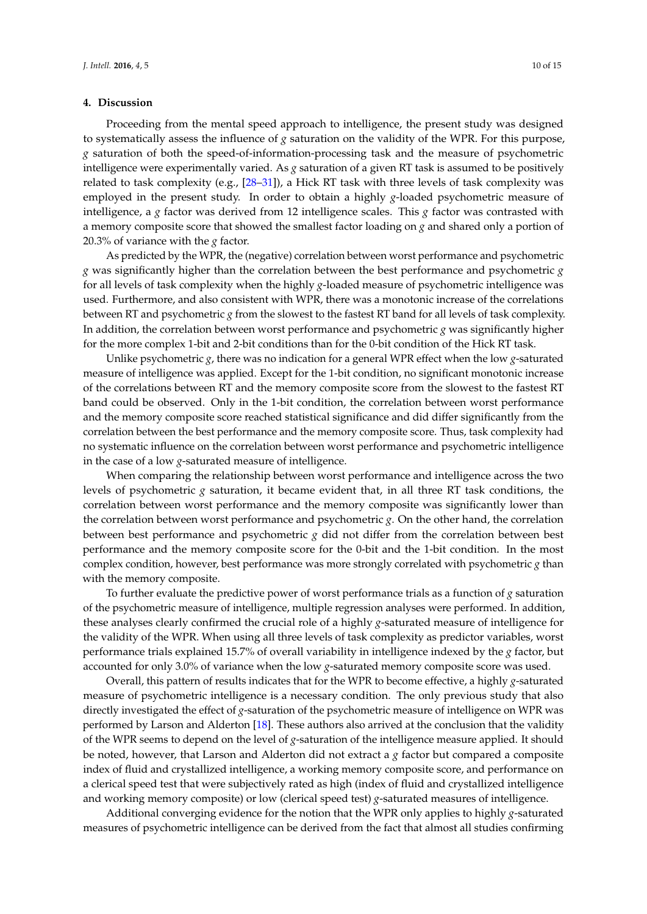## 4. Discussion

Proceeding from the mental speed approach to intelligence, the present study was designed to systematically assess the influence of *g* saturation on the validity of the WPR. For this purpose, *g* saturation of both the speed-of-information-processing task and the measure of psychometric intelligence were experimentally varied. As *g* saturation of a given RT task is assumed to be positively related to task complexity (e.g., [28–31]), a Hick RT task with three levels of task complexity was employed in the present study. In order to obtain a highly *g*-loaded psychometric measure of intelligence, a *g* factor was derived from 12 intelligence scales. This *g* factor was contrasted with a memory composite score that showed the smallest factor loading on *g* and shared only a portion of 20.3% of variance with the *g* factor.

As predicted by the WPR, the (negative) correlation between worst performance and psychometric *g* was significantly higher than the correlation between the best performance and psychometric *g* for all levels of task complexity when the highly *g*-loaded measure of psychometric intelligence was used. Furthermore, and also consistent with WPR, there was a monotonic increase of the correlations between RT and psychometric *g* from the slowest to the fastest RT band for all levels of task complexity. In addition, the correlation between worst performance and psychometric *g* was significantly higher for the more complex 1-bit and 2-bit conditions than for the 0-bit condition of the Hick RT task.

Unlike psychometric *g*, there was no indication for a general WPR effect when the low *g*-saturated measure of intelligence was applied. Except for the 1-bit condition, no significant monotonic increase of the correlations between RT and the memory composite score from the slowest to the fastest RT band could be observed. Only in the 1-bit condition, the correlation between worst performance and the memory composite score reached statistical significance and did differ significantly from the correlation between the best performance and the memory composite score. Thus, task complexity had no systematic influence on the correlation between worst performance and psychometric intelligence in the case of a low *g*-saturated measure of intelligence.

When comparing the relationship between worst performance and intelligence across the two levels of psychometric *g* saturation, it became evident that, in all three RT task conditions, the correlation between worst performance and the memory composite was significantly lower than the correlation between worst performance and psychometric *g*. On the other hand, the correlation between best performance and psychometric *g* did not differ from the correlation between best performance and the memory composite score for the 0-bit and the 1-bit condition. In the most complex condition, however, best performance was more strongly correlated with psychometric *g* than with the memory composite.

To further evaluate the predictive power of worst performance trials as a function of *g* saturation of the psychometric measure of intelligence, multiple regression analyses were performed. In addition, these analyses clearly confirmed the crucial role of a highly *g*-saturated measure of intelligence for the validity of the WPR. When using all three levels of task complexity as predictor variables, worst performance trials explained 15.7% of overall variability in intelligence indexed by the *g* factor, but accounted for only 3.0% of variance when the low *g*-saturated memory composite score was used.

Overall, this pattern of results indicates that for the WPR to become effective, a highly *g*-saturated measure of psychometric intelligence is a necessary condition. The only previous study that also directly investigated the effect of *g*-saturation of the psychometric measure of intelligence on WPR was performed by Larson and Alderton [18]. These authors also arrived at the conclusion that the validity of the WPR seems to depend on the level of *g*-saturation of the intelligence measure applied. It should be noted, however, that Larson and Alderton did not extract a *g* factor but compared a composite index of fluid and crystallized intelligence, a working memory composite score, and performance on a clerical speed test that were subjectively rated as high (index of fluid and crystallized intelligence and working memory composite) or low (clerical speed test) *g*-saturated measures of intelligence.

Additional converging evidence for the notion that the WPR only applies to highly *g*-saturated measures of psychometric intelligence can be derived from the fact that almost all studies confirming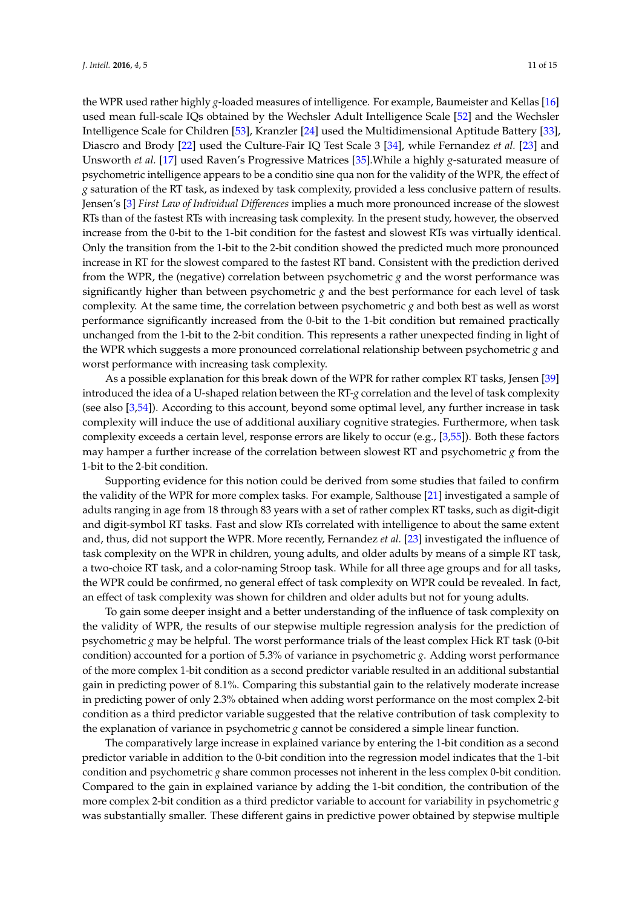the WPR used rather highly *g*-loaded measures of intelligence. For example, Baumeister and Kellas [16] used mean full-scale IQs obtained by the Wechsler Adult Intelligence Scale [52] and the Wechsler Intelligence Scale for Children [53], Kranzler [24] used the Multidimensional Aptitude Battery [33], Diascro and Brody [22] used the Culture-Fair IQ Test Scale 3 [34], while Fernandez *et al.* [23] and Unsworth *et al.* [17] used Raven's Progressive Matrices [35].While a highly *g*-saturated measure of psychometric intelligence appears to be a conditio sine qua non for the validity of the WPR, the effect of *g* saturation of the RT task, as indexed by task complexity, provided a less conclusive pattern of results. Jensen's [3] *First Law of Individual Differences* implies a much more pronounced increase of the slowest RTs than of the fastest RTs with increasing task complexity. In the present study, however, the observed increase from the 0-bit to the 1-bit condition for the fastest and slowest RTs was virtually identical. Only the transition from the 1-bit to the 2-bit condition showed the predicted much more pronounced increase in RT for the slowest compared to the fastest RT band. Consistent with the prediction derived from the WPR, the (negative) correlation between psychometric *g* and the worst performance was significantly higher than between psychometric *g* and the best performance for each level of task complexity. At the same time, the correlation between psychometric *g* and both best as well as worst performance significantly increased from the 0-bit to the 1-bit condition but remained practically unchanged from the 1-bit to the 2-bit condition. This represents a rather unexpected finding in light of the WPR which suggests a more pronounced correlational relationship between psychometric *g* and worst performance with increasing task complexity.

As a possible explanation for this break down of the WPR for rather complex RT tasks, Jensen [39] introduced the idea of a U-shaped relation between the RT-*g* correlation and the level of task complexity (see also [3,54]). According to this account, beyond some optimal level, any further increase in task complexity will induce the use of additional auxiliary cognitive strategies. Furthermore, when task complexity exceeds a certain level, response errors are likely to occur (e.g., [3,55]). Both these factors may hamper a further increase of the correlation between slowest RT and psychometric *g* from the 1-bit to the 2-bit condition.

Supporting evidence for this notion could be derived from some studies that failed to confirm the validity of the WPR for more complex tasks. For example, Salthouse [21] investigated a sample of adults ranging in age from 18 through 83 years with a set of rather complex RT tasks, such as digit-digit and digit-symbol RT tasks. Fast and slow RTs correlated with intelligence to about the same extent and, thus, did not support the WPR. More recently, Fernandez *et al.* [23] investigated the influence of task complexity on the WPR in children, young adults, and older adults by means of a simple RT task, a two-choice RT task, and a color-naming Stroop task. While for all three age groups and for all tasks, the WPR could be confirmed, no general effect of task complexity on WPR could be revealed. In fact, an effect of task complexity was shown for children and older adults but not for young adults.

To gain some deeper insight and a better understanding of the influence of task complexity on the validity of WPR, the results of our stepwise multiple regression analysis for the prediction of psychometric *g* may be helpful. The worst performance trials of the least complex Hick RT task (0-bit condition) accounted for a portion of 5.3% of variance in psychometric *g*. Adding worst performance of the more complex 1-bit condition as a second predictor variable resulted in an additional substantial gain in predicting power of 8.1%. Comparing this substantial gain to the relatively moderate increase in predicting power of only 2.3% obtained when adding worst performance on the most complex 2-bit condition as a third predictor variable suggested that the relative contribution of task complexity to the explanation of variance in psychometric *g* cannot be considered a simple linear function.

The comparatively large increase in explained variance by entering the 1-bit condition as a second predictor variable in addition to the 0-bit condition into the regression model indicates that the 1-bit condition and psychometric *g* share common processes not inherent in the less complex 0-bit condition. Compared to the gain in explained variance by adding the 1-bit condition, the contribution of the more complex 2-bit condition as a third predictor variable to account for variability in psychometric *g* was substantially smaller. These different gains in predictive power obtained by stepwise multiple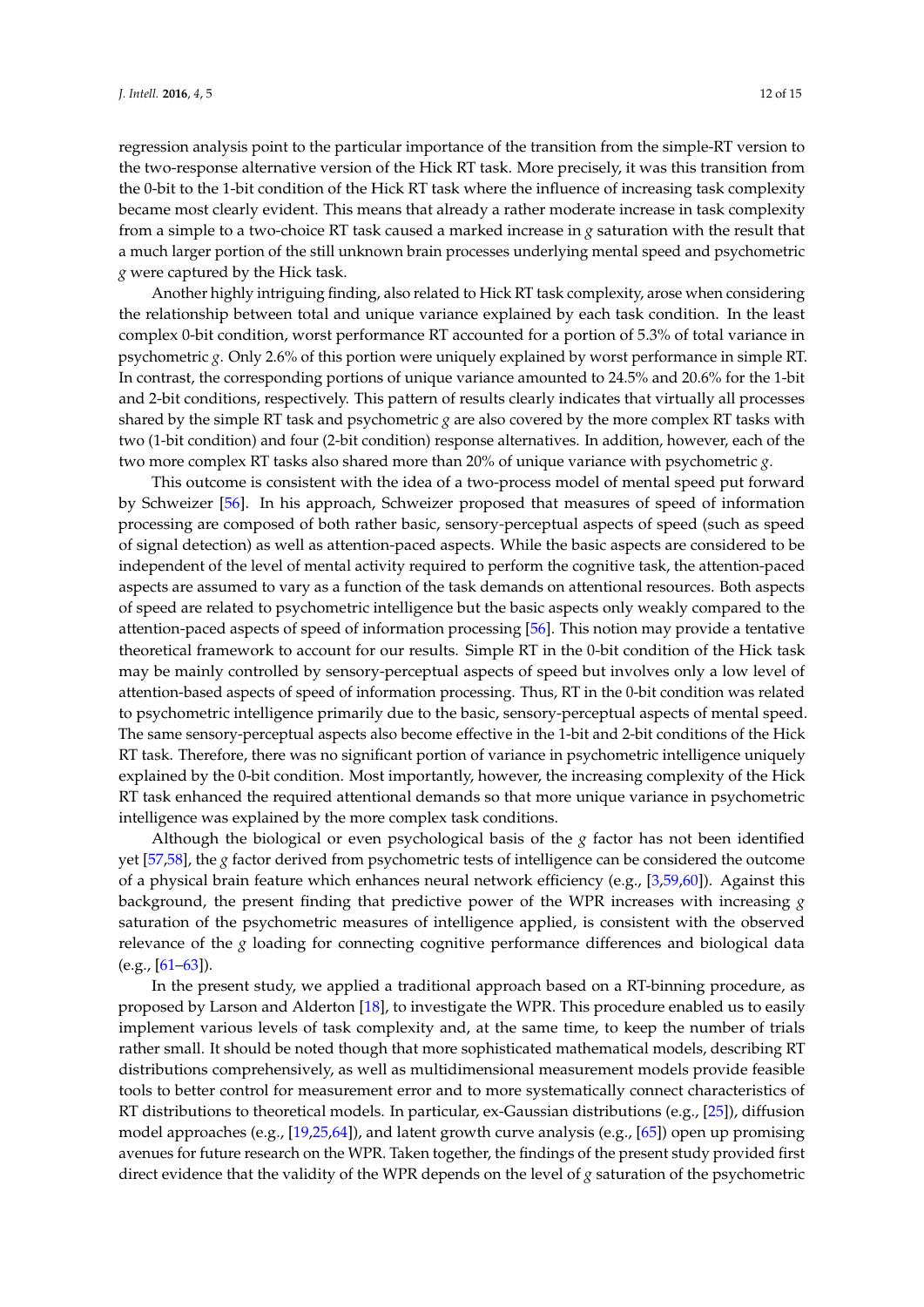regression analysis point to the particular importance of the transition from the simple-RT version to the two-response alternative version of the Hick RT task. More precisely, it was this transition from the 0-bit to the 1-bit condition of the Hick RT task where the influence of increasing task complexity became most clearly evident. This means that already a rather moderate increase in task complexity from a simple to a two-choice RT task caused a marked increase in *g* saturation with the result that a much larger portion of the still unknown brain processes underlying mental speed and psychometric *g* were captured by the Hick task.

Another highly intriguing finding, also related to Hick RT task complexity, arose when considering the relationship between total and unique variance explained by each task condition. In the least complex 0-bit condition, worst performance RT accounted for a portion of 5.3% of total variance in psychometric *g*. Only 2.6% of this portion were uniquely explained by worst performance in simple RT. In contrast, the corresponding portions of unique variance amounted to 24.5% and 20.6% for the 1-bit and 2-bit conditions, respectively. This pattern of results clearly indicates that virtually all processes shared by the simple RT task and psychometric *g* are also covered by the more complex RT tasks with two (1-bit condition) and four (2-bit condition) response alternatives. In addition, however, each of the two more complex RT tasks also shared more than 20% of unique variance with psychometric *g*.

This outcome is consistent with the idea of a two-process model of mental speed put forward by Schweizer [56]. In his approach, Schweizer proposed that measures of speed of information processing are composed of both rather basic, sensory-perceptual aspects of speed (such as speed of signal detection) as well as attention-paced aspects. While the basic aspects are considered to be independent of the level of mental activity required to perform the cognitive task, the attention-paced aspects are assumed to vary as a function of the task demands on attentional resources. Both aspects of speed are related to psychometric intelligence but the basic aspects only weakly compared to the attention-paced aspects of speed of information processing [56]. This notion may provide a tentative theoretical framework to account for our results. Simple RT in the 0-bit condition of the Hick task may be mainly controlled by sensory-perceptual aspects of speed but involves only a low level of attention-based aspects of speed of information processing. Thus, RT in the 0-bit condition was related to psychometric intelligence primarily due to the basic, sensory-perceptual aspects of mental speed. The same sensory-perceptual aspects also become effective in the 1-bit and 2-bit conditions of the Hick RT task. Therefore, there was no significant portion of variance in psychometric intelligence uniquely explained by the 0-bit condition. Most importantly, however, the increasing complexity of the Hick RT task enhanced the required attentional demands so that more unique variance in psychometric intelligence was explained by the more complex task conditions.

Although the biological or even psychological basis of the *g* factor has not been identified yet [57,58], the *g* factor derived from psychometric tests of intelligence can be considered the outcome of a physical brain feature which enhances neural network efficiency (e.g., [3,59,60]). Against this background, the present finding that predictive power of the WPR increases with increasing *g* saturation of the psychometric measures of intelligence applied, is consistent with the observed relevance of the *g* loading for connecting cognitive performance differences and biological data (e.g., [61–63]).

In the present study, we applied a traditional approach based on a RT-binning procedure, as proposed by Larson and Alderton [18], to investigate the WPR. This procedure enabled us to easily implement various levels of task complexity and, at the same time, to keep the number of trials rather small. It should be noted though that more sophisticated mathematical models, describing RT distributions comprehensively, as well as multidimensional measurement models provide feasible tools to better control for measurement error and to more systematically connect characteristics of RT distributions to theoretical models. In particular, ex-Gaussian distributions (e.g., [25]), diffusion model approaches (e.g., [19,25,64]), and latent growth curve analysis (e.g., [65]) open up promising avenues for future research on the WPR. Taken together, the findings of the present study provided first direct evidence that the validity of the WPR depends on the level of *g* saturation of the psychometric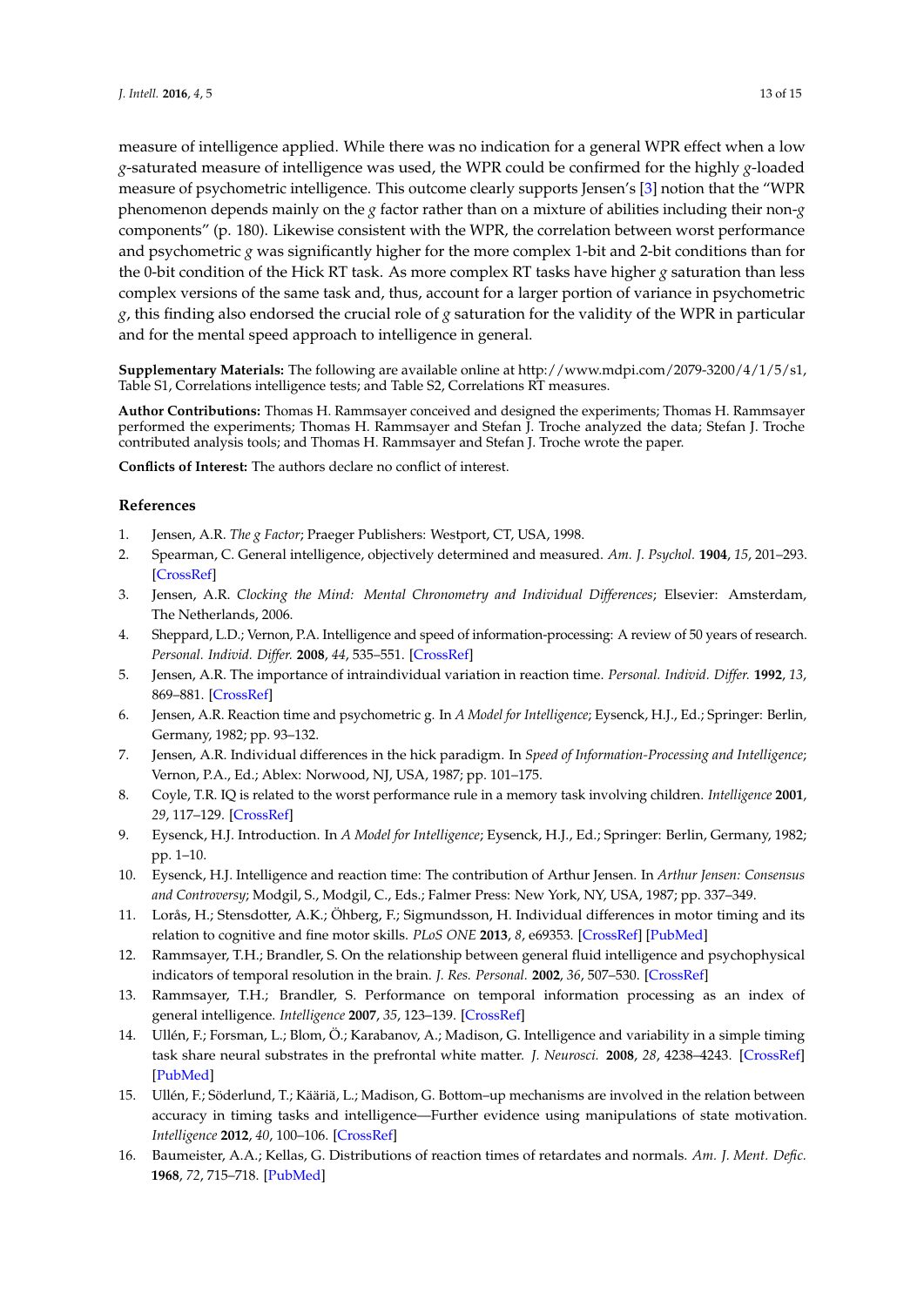measure of intelligence applied. While there was no indication for a general WPR effect when a low *g*-saturated measure of intelligence was used, the WPR could be confirmed for the highly *g*-loaded measure of psychometric intelligence. This outcome clearly supports Jensen's [3] notion that the "WPR phenomenon depends mainly on the *g* factor rather than on a mixture of abilities including their non-*g* components" (p. 180). Likewise consistent with the WPR, the correlation between worst performance and psychometric *g* was significantly higher for the more complex 1-bit and 2-bit conditions than for the 0-bit condition of the Hick RT task. As more complex RT tasks have higher *g* saturation than less complex versions of the same task and, thus, account for a larger portion of variance in psychometric *g*, this finding also endorsed the crucial role of *g* saturation for the validity of the WPR in particular and for the mental speed approach to intelligence in general.

**Supplementary Materials:** The following are available online at http://www.mdpi.com/2079-3200/4/1/5/s1, Table S1, Correlations intelligence tests; and Table S2, Correlations RT measures.

**Author Contributions:** Thomas H. Rammsayer conceived and designed the experiments; Thomas H. Rammsayer performed the experiments; Thomas H. Rammsayer and Stefan J. Troche analyzed the data; Stefan J. Troche contributed analysis tools; and Thomas H. Rammsayer and Stefan J. Troche wrote the paper.

**Conflicts of Interest:** The authors declare no conflict of interest.

## References

1. Jensen, A.R. *The g Factor*; Praeger Publishers: Westport, CT, USA, 1998.
2. Spearman, C. General intelligence, objectively determined and measured. *Am. J. Psychol.* **1904**, *15*, 201–293. [CrossRef]
3. Jensen, A.R. *Clocking the Mind: Mental Chronometry and Individual Differences*; Elsevier: Amsterdam, The Netherlands, 2006.
4. Sheppard, L.D.; Vernon, P.A. Intelligence and speed of information-processing: A review of 50 years of research. *Personal. Individ. Differ.* **2008**, *44*, 535–551. [CrossRef]
5. Jensen, A.R. The importance of intraindividual variation in reaction time. *Personal. Individ. Differ.* **1992**, *13*, 869–881. [CrossRef]
6. Jensen, A.R. Reaction time and psychometric g. In *A Model for Intelligence*; Eysenck, H.J., Ed.; Springer: Berlin, Germany, 1982; pp. 93–132.
7. Jensen, A.R. Individual differences in the hick paradigm. In *Speed of Information-Processing and Intelligence*; Vernon, P.A., Ed.; Ablex: Norwood, NJ, USA, 1987; pp. 101–175.
8. Coyle, T.R. IQ is related to the worst performance rule in a memory task involving children. *Intelligence* **2001**, *29*, 117–129. [CrossRef]
9. Eysenck, H.J. Introduction. In *A Model for Intelligence*; Eysenck, H.J., Ed.; Springer: Berlin, Germany, 1982; pp. 1–10.
10. Eysenck, H.J. Intelligence and reaction time: The contribution of Arthur Jensen. In *Arthur Jensen: Consensus and Controversy*; Modgil, S., Modgil, C., Eds.; Falmer Press: New York, NY, USA, 1987; pp. 337–349.
11. Lorås, H.; Stensdotter, A.K.; Öhberg, F.; Sigmundsson, H. Individual differences in motor timing and its relation to cognitive and fine motor skills. *PLoS ONE* **2013**, *8*, e69353. [CrossRef] [PubMed]
12. Rammsayer, T.H.; Brandler, S. On the relationship between general fluid intelligence and psychophysical indicators of temporal resolution in the brain. *J. Res. Personal.* **2002**, *36*, 507–530. [CrossRef]
13. Rammsayer, T.H.; Brandler, S. Performance on temporal information processing as an index of general intelligence. *Intelligence* **2007**, *35*, 123–139. [CrossRef]
14. Ullén, F.; Forsman, L.; Blom, Ö.; Karabanov, A.; Madison, G. Intelligence and variability in a simple timing task share neural substrates in the prefrontal white matter. *J. Neurosci.* **2008**, *28*, 4238–4243. [CrossRef] [PubMed]
15. Ullén, F.; Söderlund, T.; Kääriä, L.; Madison, G. Bottom–up mechanisms are involved in the relation between accuracy in timing tasks and intelligence—Further evidence using manipulations of state motivation. *Intelligence* **2012**, *40*, 100–106. [CrossRef]
16. Baumeister, A.A.; Kellas, G. Distributions of reaction times of retardates and normals. *Am. J. Ment. Defic.* **1968**, *72*, 715–718. [PubMed]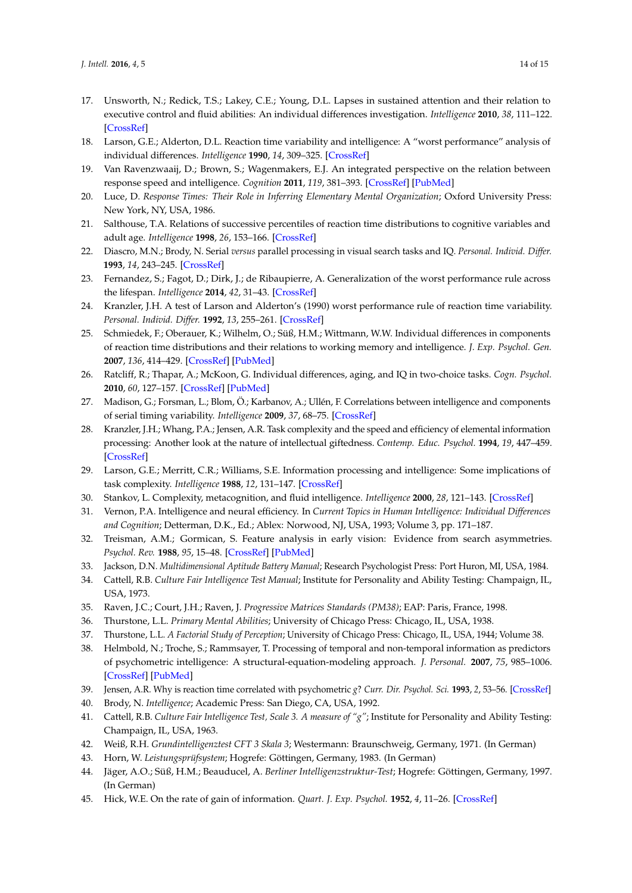17. Unsworth, N.; Redick, T.S.; Lakey, C.E.; Young, D.L. Lapses in sustained attention and their relation to executive control and fluid abilities: An individual differences investigation. *Intelligence* **2010**, *38*, 111–122. [CrossRef]
18. Larson, G.E.; Alderton, D.L. Reaction time variability and intelligence: A "worst performance" analysis of individual differences. *Intelligence* **1990**, *14*, 309–325. [CrossRef]
19. Van Ravenzwaaij, D.; Brown, S.; Wagenmakers, E.J. An integrated perspective on the relation between response speed and intelligence. *Cognition* **2011**, *119*, 381–393. [CrossRef] [PubMed]
20. Luce, D. *Response Times: Their Role in Inferring Elementary Mental Organization*; Oxford University Press: New York, NY, USA, 1986.
21. Salthouse, T.A. Relations of successive percentiles of reaction time distributions to cognitive variables and adult age. *Intelligence* **1998**, *26*, 153–166. [CrossRef]
22. Diascro, M.N.; Brody, N. Serial *versus* parallel processing in visual search tasks and IQ. *Personal. Individ. Differ.* **1993**, *14*, 243–245. [CrossRef]
23. Fernandez, S.; Fagot, D.; Dirk, J.; de Ribaupierre, A. Generalization of the worst performance rule across the lifespan. *Intelligence* **2014**, *42*, 31–43. [CrossRef]
24. Kranzler, J.H. A test of Larson and Alderton's (1990) worst performance rule of reaction time variability. *Personal. Individ. Differ.* **1992**, *13*, 255–261. [CrossRef]
25. Schmiedek, F.; Oberauer, K.; Wilhelm, O.; Süß, H.M.; Wittmann, W.W. Individual differences in components of reaction time distributions and their relations to working memory and intelligence. *J. Exp. Psychol. Gen.* **2007**, *136*, 414–429. [CrossRef] [PubMed]
26. Ratcliff, R.; Thapar, A.; McKoon, G. Individual differences, aging, and IQ in two-choice tasks. *Cogn. Psychol.* **2010**, *60*, 127–157. [CrossRef] [PubMed]
27. Madison, G.; Forsman, L.; Blom, Ö.; Karbanov, A.; Ullén, F. Correlations between intelligence and components of serial timing variability. *Intelligence* **2009**, *37*, 68–75. [CrossRef]
28. Kranzler, J.H.; Whang, P.A.; Jensen, A.R. Task complexity and the speed and efficiency of elemental information processing: Another look at the nature of intellectual giftedness. *Contemp. Educ. Psychol.* **1994**, *19*, 447–459. [CrossRef]
29. Larson, G.E.; Merritt, C.R.; Williams, S.E. Information processing and intelligence: Some implications of task complexity. *Intelligence* **1988**, *12*, 131–147. [CrossRef]
30. Stankov, L. Complexity, metacognition, and fluid intelligence. *Intelligence* **2000**, *28*, 121–143. [CrossRef]
31. Vernon, P.A. Intelligence and neural efficiency. In *Current Topics in Human Intelligence: Individual Differences and Cognition*; Detterman, D.K., Ed.; Ablex: Norwood, NJ, USA, 1993; Volume 3, pp. 171–187.
32. Treisman, A.M.; Gormican, S. Feature analysis in early vision: Evidence from search asymmetries. *Psychol. Rev.* **1988**, *95*, 15–48. [CrossRef] [PubMed]
33. Jackson, D.N. *Multidimensional Aptitude Battery Manual*; Research Psychologist Press: Port Huron, MI, USA, 1984.
34. Cattell, R.B. *Culture Fair Intelligence Test Manual*; Institute for Personality and Ability Testing: Champaign, IL, USA, 1973.
35. Raven, J.C.; Court, J.H.; Raven, J. *Progressive Matrices Standards (PM38)*; EAP: Paris, France, 1998.
36. Thurstone, L.L. *Primary Mental Abilities*; University of Chicago Press: Chicago, IL, USA, 1938.
37. Thurstone, L.L. *A Factorial Study of Perception*; University of Chicago Press: Chicago, IL, USA, 1944; Volume 38.
38. Helmbold, N.; Troche, S.; Rammsayer, T. Processing of temporal and non-temporal information as predictors of psychometric intelligence: A structural-equation-modeling approach. *J. Personal.* **2007**, *75*, 985–1006. [CrossRef] [PubMed]
39. Jensen, A.R. Why is reaction time correlated with psychometric *g*? *Curr. Dir. Psychol. Sci.* **1993**, *2*, 53–56. [CrossRef]
40. Brody, N. *Intelligence*; Academic Press: San Diego, CA, USA, 1992.
41. Cattell, R.B. *Culture Fair Intelligence Test, Scale 3. A measure of "g"*; Institute for Personality and Ability Testing: Champaign, IL, USA, 1963.
42. Weiß, R.H. *Grundintelligenztest CFT 3 Skala 3*; Westermann: Braunschweig, Germany, 1971. (In German)
43. Horn, W. *Leistungsprüfsystem*; Hogrefe: Göttingen, Germany, 1983. (In German)
44. Jäger, A.O.; Süß, H.M.; Beauducel, A. *Berliner Intelligenzstruktur-Test*; Hogrefe: Göttingen, Germany, 1997. (In German)
45. Hick, W.E. On the rate of gain of information. *Quart. J. Exp. Psychol.* **1952**, *4*, 11–26. [CrossRef]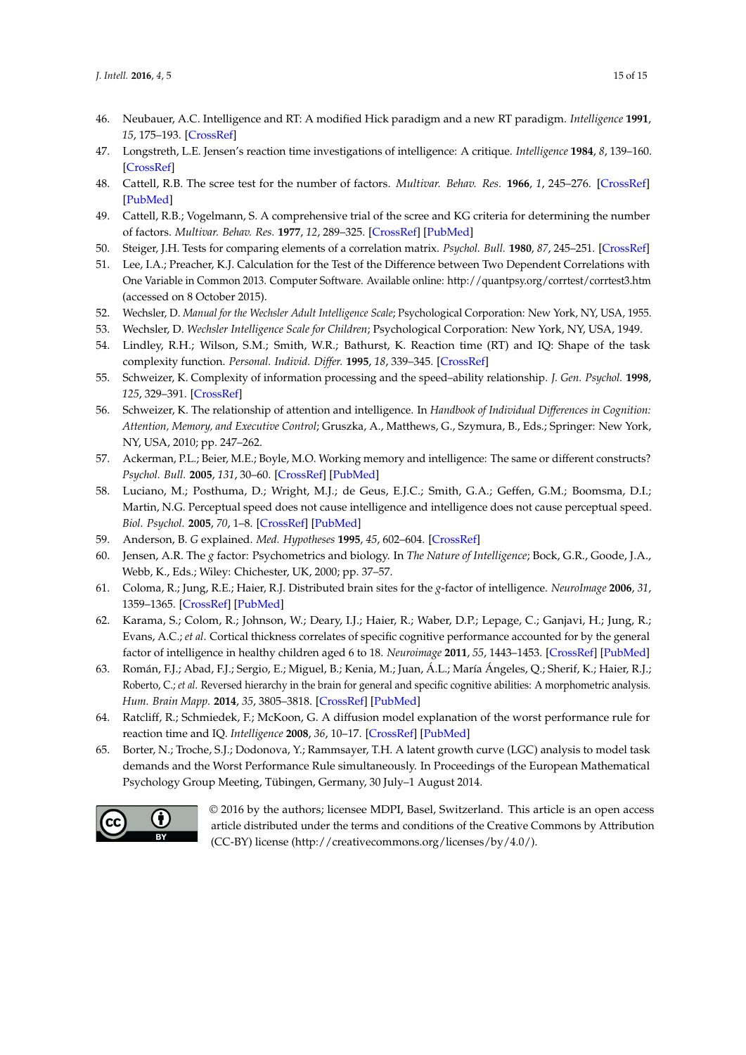46. Neubauer, A.C. Intelligence and RT: A modified Hick paradigm and a new RT paradigm. *Intelligence* **1991**, *15*, 175–193. [CrossRef]
47. Longstreth, L.E. Jensen's reaction time investigations of intelligence: A critique. *Intelligence* **1984**, *8*, 139–160. [CrossRef]
48. Cattell, R.B. The scree test for the number of factors. *Multivar. Behav. Res.* **1966**, *1*, 245–276. [CrossRef] [PubMed]
49. Cattell, R.B.; Vogelmann, S. A comprehensive trial of the scree and KG criteria for determining the number of factors. *Multivar. Behav. Res.* **1977**, *12*, 289–325. [CrossRef] [PubMed]
50. Steiger, J.H. Tests for comparing elements of a correlation matrix. *Psychol. Bull.* **1980**, *87*, 245–251. [CrossRef]
51. Lee, I.A.; Preacher, K.J. Calculation for the Test of the Difference between Two Dependent Correlations with One Variable in Common 2013. Computer Software. Available online: http://quantpsy.org/corrtest/corrtest3.htm (accessed on 8 October 2015).
52. Wechsler, D. *Manual for the Wechsler Adult Intelligence Scale*; Psychological Corporation: New York, NY, USA, 1955.
53. Wechsler, D. *Wechsler Intelligence Scale for Children*; Psychological Corporation: New York, NY, USA, 1949.
54. Lindley, R.H.; Wilson, S.M.; Smith, W.R.; Bathurst, K. Reaction time (RT) and IQ: Shape of the task complexity function. *Personal. Individ. Differ.* **1995**, *18*, 339–345. [CrossRef]
55. Schweizer, K. Complexity of information processing and the speed–ability relationship. *J. Gen. Psychol.* **1998**, *125*, 329–391. [CrossRef]
56. Schweizer, K. The relationship of attention and intelligence. In *Handbook of Individual Differences in Cognition: Attention, Memory, and Executive Control*; Gruszka, A., Matthews, G., Szymura, B., Eds.; Springer: New York, NY, USA, 2010; pp. 247–262.
57. Ackerman, P.L.; Beier, M.E.; Boyle, M.O. Working memory and intelligence: The same or different constructs? *Psychol. Bull.* **2005**, *131*, 30–60. [CrossRef] [PubMed]
58. Luciano, M.; Posthuma, D.; Wright, M.J.; de Geus, E.J.C.; Smith, G.A.; Geffen, G.M.; Boomsma, D.I.; Martin, N.G. Perceptual speed does not cause intelligence and intelligence does not cause perceptual speed. *Biol. Psychol.* **2005**, *70*, 1–8. [CrossRef] [PubMed]
59. Anderson, B. *G* explained. *Med. Hypotheses* **1995**, *45*, 602–604. [CrossRef]
60. Jensen, A.R. The *g* factor: Psychometrics and biology. In *The Nature of Intelligence*; Bock, G.R., Goode, J.A., Webb, K., Eds.; Wiley: Chichester, UK, 2000; pp. 37–57.
61. Coloma, R.; Jung, R.E.; Haier, R.J. Distributed brain sites for the *g*-factor of intelligence. *NeuroImage* **2006**, *31*, 1359–1365. [CrossRef] [PubMed]
62. Karama, S.; Colom, R.; Johnson, W.; Deary, I.J.; Haier, R.; Waber, D.P.; Lepage, C.; Ganjavi, H.; Jung, R.; Evans, A.C.; *et al.* Cortical thickness correlates of specific cognitive performance accounted for by the general factor of intelligence in healthy children aged 6 to 18. *Neuroimage* **2011**, *55*, 1443–1453. [CrossRef] [PubMed]
63. Román, F.J.; Abad, F.J.; Sergio, E.; Miguel, B.; Kenia, M.; Juan, Á.L.; María Ángeles, Q.; Sherif, K.; Haier, R.J.; Roberto, C.; *et al.* Reversed hierarchy in the brain for general and specific cognitive abilities: A morphometric analysis. *Hum. Brain Mapp.* **2014**, *35*, 3805–3818. [CrossRef] [PubMed]
64. Ratcliff, R.; Schmiedek, F.; McKoon, G. A diffusion model explanation of the worst performance rule for reaction time and IQ. *Intelligence* **2008**, *36*, 10–17. [CrossRef] [PubMed]
65. Borter, N.; Troche, S.J.; Dodonova, Y.; Rammsayer, T.H. A latent growth curve (LGC) analysis to model task demands and the Worst Performance Rule simultaneously. In Proceedings of the European Mathematical Psychology Group Meeting, Tübingen, Germany, 30 July–1 August 2014.

© 2016 by the authors; licensee MDPI, Basel, Switzerland. This article is an open access article distributed under the terms and conditions of the Creative Commons by Attribution (CC-BY) license (http://creativecommons.org/licenses/by/4.0/).